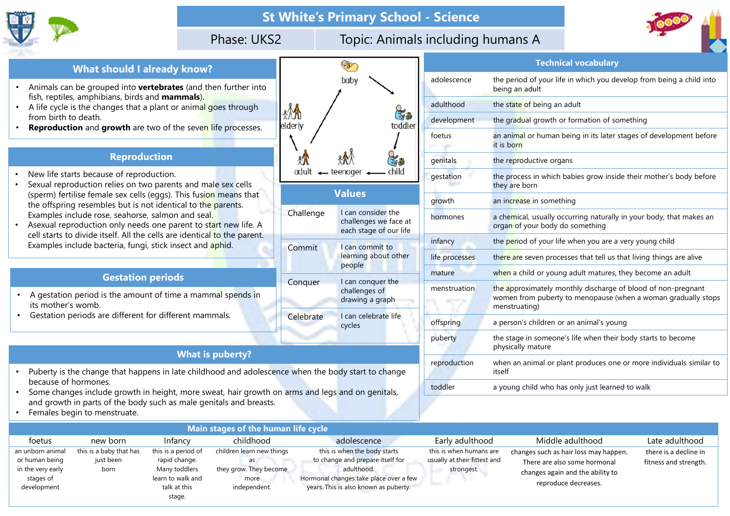# St White's Primary School - Science

Phase: UKS2 | Topic: Animals including humans A

## What should I already know?

- Animals can be grouped into **vertebrates** (and then further into fish, reptiles, amphibians, birds and **mammals**).
- A life cycle is the changes that a plant or animal goes through from birth to death.
- **Reproduction** and **growth** are two of the seven life processes.

## Reproduction

- New life starts because of reproduction.
- Sexual reproduction relies on two parents and male sex cells (sperm) fertilise female sex cells (eggs). This fusion means that the offspring resembles but is not identical to the parents. Examples include rose, seahorse, salmon and seal.
- Asexual reproduction only needs one parent to start new life. A cell starts to divide itself. All the cells are identical to the parent. Examples include bacteria, fungi, stick insect and aphid.

## Gestation periods

- A gestation period is the amount of time a mammal spends in its mother's womb.
- Gestation periods are different for different mammals.

baby → toddler → child → teenager → adult → elderly → baby

## Values

| | |
|---|---|
| Challenge | I can consider the challenges we face at each stage of our life |
| Commit | I can commit to learning about other people |
| Conquer | I can conquer the challenges of drawing a graph |
| Celebrate | I can celebrate life cycles |

## Technical vocabulary

| | |
|---|---|
| adolescence | the period of your life in which you develop from being a child into being an adult |
| adulthood | the state of being an adult |
| development | the gradual growth or formation of something |
| foetus | an animal or human being in its later stages of development before it is born |
| genitals | the reproductive organs |
| gestation | the process in which babies grow inside their mother's body before they are born |
| growth | an increase in something |
| hormones | a chemical, usually occurring naturally in your body, that makes an organ of your body do something |
| infancy | the period of your life when you are a very young child |
| life processes | there are seven processes that tell us that living things are alive |
| mature | when a child or young adult matures, they become an adult |
| menstruation | the approximately monthly discharge of blood of non-pregnant women from puberty to menopause (when a woman gradually stops menstruating) |
| offspring | a person's children or an animal's young |
| puberty | the stage in someone's life when their body starts to become physically mature |
| reproduction | when an animal or plant produces one or more individuals similar to itself |
| toddler | a young child who has only just learned to walk |

## What is puberty?

- Puberty is the change that happens in late childhood and adolescence when the body start to change because of hormones.
- Some changes include growth in height, more sweat, hair growth on arms and legs and on genitals, and growth in parts of the body such as male genitals and breasts.
- Females begin to menstruate.

## Main stages of the human life cycle

| foetus | new born | Infancy | childhood | adolescence | Early adulthood | Middle adulthood | Late adulthood |
|---|---|---|---|---|---|---|---|
| an unborn animal or human being in the very early stages of development | this is a baby that has just been born | this is a period of rapid change. Many toddlers learn to walk and talk at this stage. | children learn new things as they grow. They become more independent. | this is when the body starts to change and prepare itself for adulthood. Hormonal changes take place over a few years. This is also known as puberty. | this is when humans are usually at their fittest and strongest. | changes such as hair loss may happen. There are also some hormonal changes again and the ability to reproduce decreases. | there is a decline in fitness and strength. |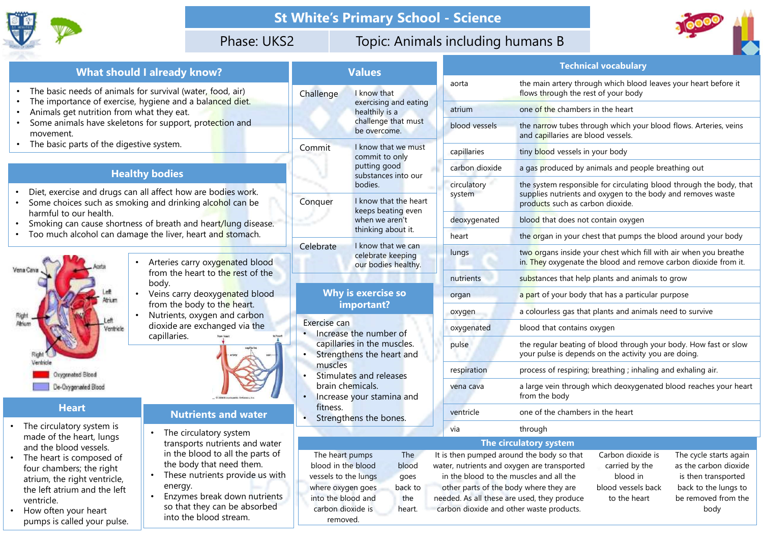# St White's Primary School - Science

Phase: UKS2 | Topic: Animals including humans B

## What should I already know?

- The basic needs of animals for survival (water, food, air)
- The importance of exercise, hygiene and a balanced diet.
- Animals get nutrition from what they eat.
- Some animals have skeletons for support, protection and movement.
- The basic parts of the digestive system.

## Healthy bodies

- Diet, exercise and drugs can all affect how are bodies work.
- Some choices such as smoking and drinking alcohol can be harmful to our health.
- Smoking can cause shortness of breath and heart/lung disease.
- Too much alcohol can damage the liver, heart and stomach.

Vena Cava
Aorta
Left Atrium
Right Atrium
Left Ventricle
Right Ventricle
Oxygenated Blood
De-Oxygenated Blood

- Arteries carry oxygenated blood from the heart to the rest of the body.
- Veins carry deoxygenated blood from the body to the heart.
- Nutrients, oxygen and carbon dioxide are exchanged via the capillaries.

from heart
to heart
capillaries
artery
vein

## Heart

- The circulatory system is made of the heart, lungs and the blood vessels.
- The heart is composed of four chambers; the right atrium, the right ventricle, the left atrium and the left ventricle.
- How often your heart pumps is called your pulse.

## Nutrients and water

- The circulatory system transports nutrients and water in the blood to all the parts of the body that need them.
- These nutrients provide us with energy.
- Enzymes break down nutrients so that they can be absorbed into the blood stream.

## Values

| | |
|---|---|
| Challenge | I know that exercising and eating healthily is a challenge that must be overcome. |
| Commit | I know that we must commit to only putting good substances into our bodies. |
| Conquer | I know that the heart keeps beating even when we aren't thinking about it. |
| Celebrate | I know that we can celebrate keeping our bodies healthy. |

## Why is exercise so important?

Exercise can

- Increase the number of capillaries in the muscles.
- Strengthens the heart and muscles
- Stimulates and releases brain chemicals.
- Increase your stamina and fitness.
- Strengthens the bones.

## Technical vocabulary

| | |
|---|---|
| aorta | the main artery through which blood leaves your heart before it flows through the rest of your body |
| atrium | one of the chambers in the heart |
| blood vessels | the narrow tubes through which your blood flows. Arteries, veins and capillaries are blood vessels. |
| capillaries | tiny blood vessels in your body |
| carbon dioxide | a gas produced by animals and people breathing out |
| circulatory system | the system responsible for circulating blood through the body, that supplies nutrients and oxygen to the body and removes waste products such as carbon dioxide. |
| deoxygenated | blood that does not contain oxygen |
| heart | the organ in your chest that pumps the blood around your body |
| lungs | two organs inside your chest which fill with air when you breathe in. They oxygenate the blood and remove carbon dioxide from it. |
| nutrients | substances that help plants and animals to grow |
| organ | a part of your body that has a particular purpose |
| oxygen | a colourless gas that plants and animals need to survive |
| oxygenated | blood that contains oxygen |
| pulse | the regular beating of blood through your body. How fast or slow your pulse is depends on the activity you are doing. |
| respiration | process of respiring; breathing ; inhaling and exhaling air. |
| vena cava | a large vein through which deoxygenated blood reaches your heart from the body |
| ventricle | one of the chambers in the heart |
| via | through |

## The circulatory system

| | | | | |
|---|---|---|---|---|
| The heart pumps blood in the blood vessels to the lungs where oxygen goes into the blood and carbon dioxide is removed. | The blood goes back to the heart. | It is then pumped around the body so that water, nutrients and oxygen are transported in the blood to the muscles and all the other parts of the body where they are needed. As all these are used, they produce carbon dioxide and other waste products. | Carbon dioxide is carried by the blood in blood vessels back to the heart | The cycle starts again as the carbon dioxide is then transported back to the lungs to be removed from the body |